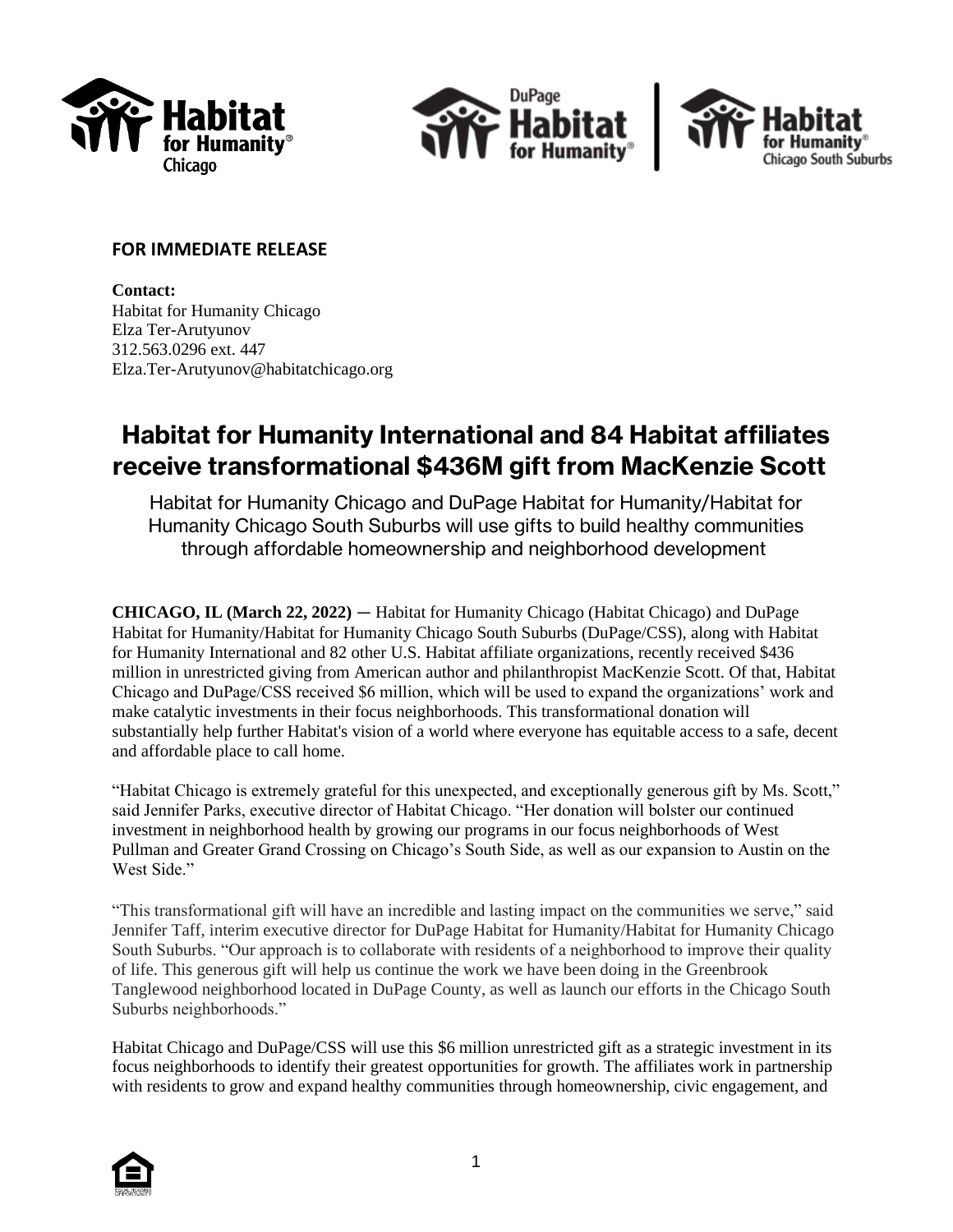**FOR IMMEDIATE RELEASE**

**Contact:**
Habitat for Humanity Chicago
Elza Ter-Arutyunov
312.563.0296 ext. 447
Elza.Ter-Arutyunov@habitatchicago.org

# Habitat for Humanity International and 84 Habitat affiliates receive transformational $436M gift from MacKenzie Scott

Habitat for Humanity Chicago and DuPage Habitat for Humanity/Habitat for Humanity Chicago South Suburbs will use gifts to build healthy communities through affordable homeownership and neighborhood development

**CHICAGO, IL (March 22, 2022)** — Habitat for Humanity Chicago (Habitat Chicago) and DuPage Habitat for Humanity/Habitat for Humanity Chicago South Suburbs (DuPage/CSS), along with Habitat for Humanity International and 82 other U.S. Habitat affiliate organizations, recently received $436 million in unrestricted giving from American author and philanthropist MacKenzie Scott. Of that, Habitat Chicago and DuPage/CSS received $6 million, which will be used to expand the organizations' work and make catalytic investments in their focus neighborhoods. This transformational donation will substantially help further Habitat's vision of a world where everyone has equitable access to a safe, decent and affordable place to call home.

"Habitat Chicago is extremely grateful for this unexpected, and exceptionally generous gift by Ms. Scott," said Jennifer Parks, executive director of Habitat Chicago. "Her donation will bolster our continued investment in neighborhood health by growing our programs in our focus neighborhoods of West Pullman and Greater Grand Crossing on Chicago's South Side, as well as our expansion to Austin on the West Side."

"This transformational gift will have an incredible and lasting impact on the communities we serve," said Jennifer Taff, interim executive director for DuPage Habitat for Humanity/Habitat for Humanity Chicago South Suburbs. "Our approach is to collaborate with residents of a neighborhood to improve their quality of life. This generous gift will help us continue the work we have been doing in the Greenbrook Tanglewood neighborhood located in DuPage County, as well as launch our efforts in the Chicago South Suburbs neighborhoods."

Habitat Chicago and DuPage/CSS will use this $6 million unrestricted gift as a strategic investment in its focus neighborhoods to identify their greatest opportunities for growth. The affiliates work in partnership with residents to grow and expand healthy communities through homeownership, civic engagement, and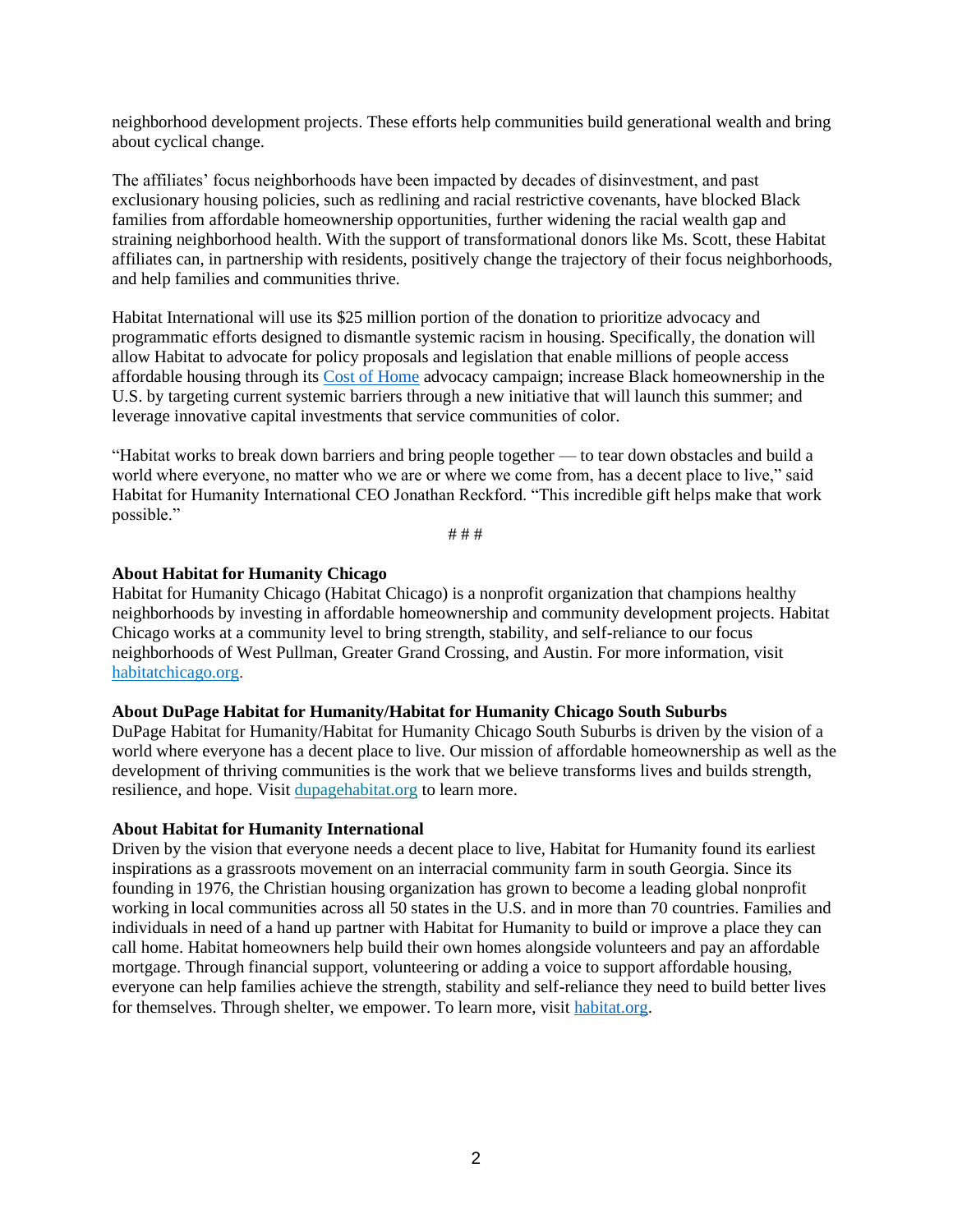neighborhood development projects. These efforts help communities build generational wealth and bring about cyclical change.

The affiliates' focus neighborhoods have been impacted by decades of disinvestment, and past exclusionary housing policies, such as redlining and racial restrictive covenants, have blocked Black families from affordable homeownership opportunities, further widening the racial wealth gap and straining neighborhood health. With the support of transformational donors like Ms. Scott, these Habitat affiliates can, in partnership with residents, positively change the trajectory of their focus neighborhoods, and help families and communities thrive.

Habitat International will use its $25 million portion of the donation to prioritize advocacy and programmatic efforts designed to dismantle systemic racism in housing. Specifically, the donation will allow Habitat to advocate for policy proposals and legislation that enable millions of people access affordable housing through its Cost of Home advocacy campaign; increase Black homeownership in the U.S. by targeting current systemic barriers through a new initiative that will launch this summer; and leverage innovative capital investments that service communities of color.

"Habitat works to break down barriers and bring people together — to tear down obstacles and build a world where everyone, no matter who we are or where we come from, has a decent place to live," said Habitat for Humanity International CEO Jonathan Reckford. "This incredible gift helps make that work possible."

# # #

**About Habitat for Humanity Chicago**
Habitat for Humanity Chicago (Habitat Chicago) is a nonprofit organization that champions healthy neighborhoods by investing in affordable homeownership and community development projects. Habitat Chicago works at a community level to bring strength, stability, and self-reliance to our focus neighborhoods of West Pullman, Greater Grand Crossing, and Austin. For more information, visit habitatchicago.org.

**About DuPage Habitat for Humanity/Habitat for Humanity Chicago South Suburbs**
DuPage Habitat for Humanity/Habitat for Humanity Chicago South Suburbs is driven by the vision of a world where everyone has a decent place to live. Our mission of affordable homeownership as well as the development of thriving communities is the work that we believe transforms lives and builds strength, resilience, and hope. Visit dupagehabitat.org to learn more.

**About Habitat for Humanity International**
Driven by the vision that everyone needs a decent place to live, Habitat for Humanity found its earliest inspirations as a grassroots movement on an interracial community farm in south Georgia. Since its founding in 1976, the Christian housing organization has grown to become a leading global nonprofit working in local communities across all 50 states in the U.S. and in more than 70 countries. Families and individuals in need of a hand up partner with Habitat for Humanity to build or improve a place they can call home. Habitat homeowners help build their own homes alongside volunteers and pay an affordable mortgage. Through financial support, volunteering or adding a voice to support affordable housing, everyone can help families achieve the strength, stability and self-reliance they need to build better lives for themselves. Through shelter, we empower. To learn more, visit habitat.org.